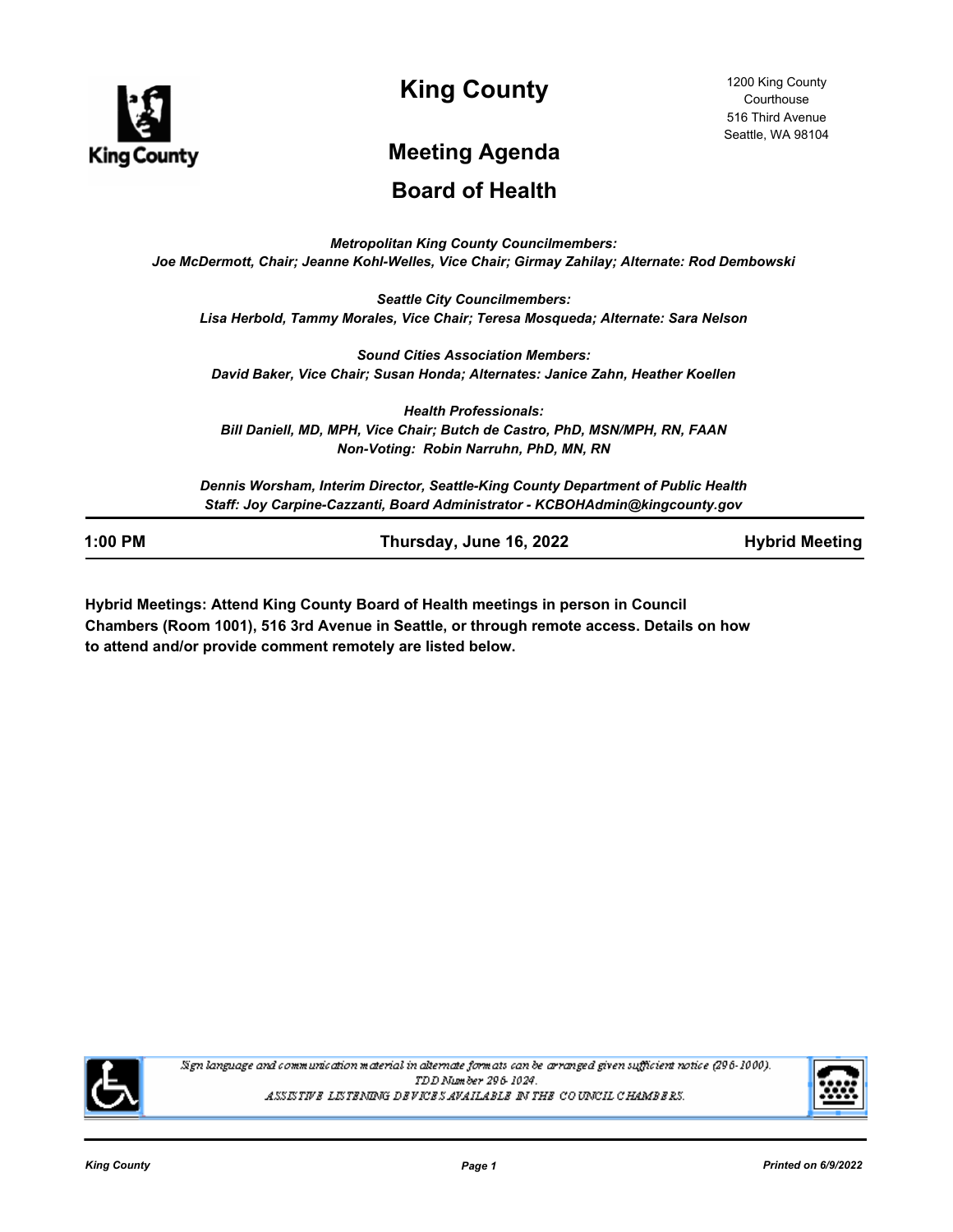# King County

1200 King County Courthouse
516 Third Avenue
Seattle, WA 98104

## Meeting Agenda

## Board of Health

*Metropolitan King County Councilmembers:*
*Joe McDermott, Chair; Jeanne Kohl-Welles, Vice Chair; Girmay Zahilay; Alternate: Rod Dembowski*

*Seattle City Councilmembers:*
*Lisa Herbold, Tammy Morales, Vice Chair; Teresa Mosqueda; Alternate: Sara Nelson*

*Sound Cities Association Members:*
*David Baker, Vice Chair; Susan Honda; Alternates: Janice Zahn, Heather Koellen*

*Health Professionals:*
*Bill Daniell, MD, MPH, Vice Chair; Butch de Castro, PhD, MSN/MPH, RN, FAAN*
*Non-Voting: Robin Narruhn, PhD, MN, RN*

*Dennis Worsham, Interim Director, Seattle-King County Department of Public Health*
*Staff: Joy Carpine-Cazzanti, Board Administrator - KCBOHAdmin@kingcounty.gov*

**1:00 PM** | **Thursday, June 16, 2022** | **Hybrid Meeting**

**Hybrid Meetings: Attend King County Board of Health meetings in person in Council Chambers (Room 1001), 516 3rd Avenue in Seattle, or through remote access. Details on how to attend and/or provide comment remotely are listed below.**

*Sign language and communication material in alternate formats can be arranged given sufficient notice (296-1000).*
*TDD Number 296-1024.*
*ASSISTIVE LISTENING DEVICES AVAILABLE IN THE COUNCIL CHAMBERS.*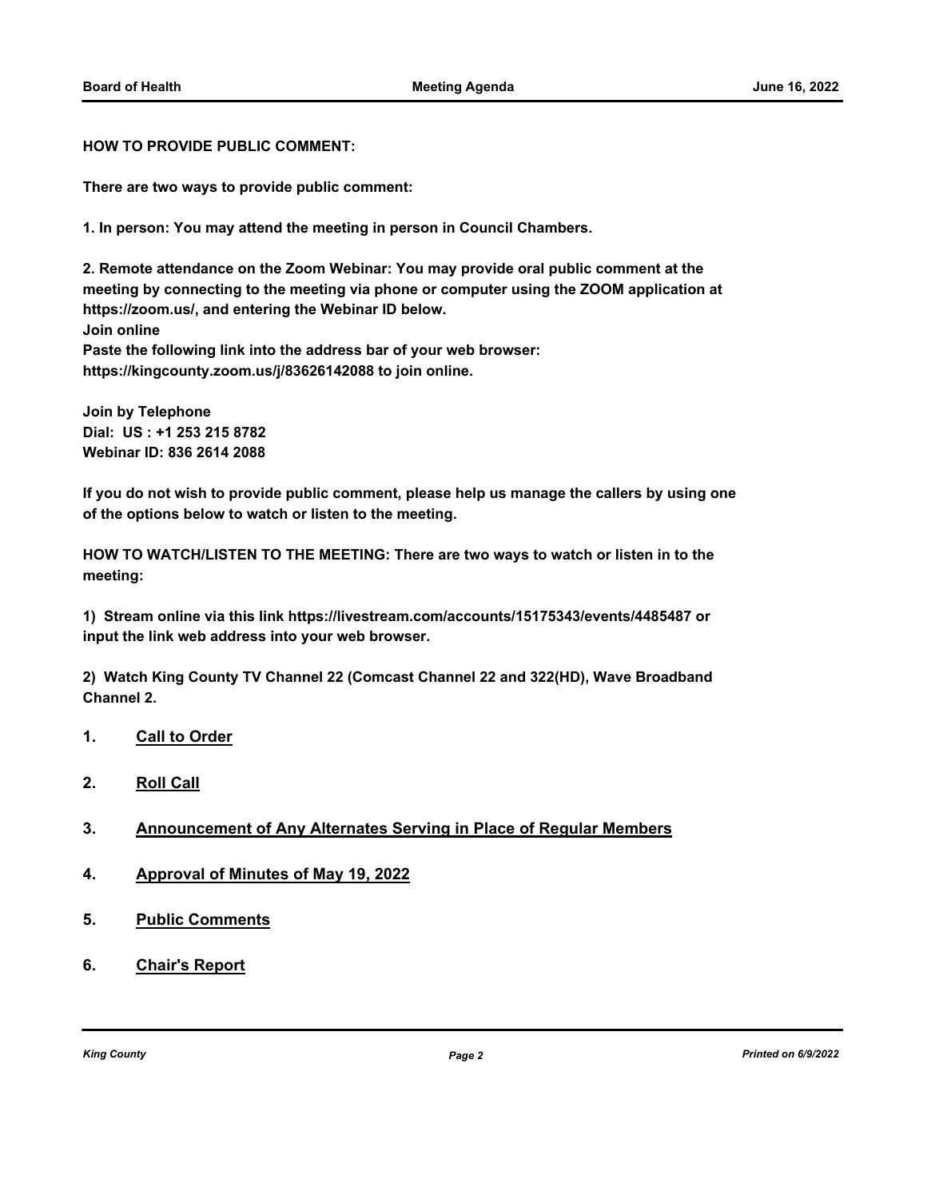**HOW TO PROVIDE PUBLIC COMMENT:**

**There are two ways to provide public comment:**

**1. In person: You may attend the meeting in person in Council Chambers.**

**2. Remote attendance on the Zoom Webinar: You may provide oral public comment at the meeting by connecting to the meeting via phone or computer using the ZOOM application at https://zoom.us/, and entering the Webinar ID below.**
**Join online**
**Paste the following link into the address bar of your web browser: https://kingcounty.zoom.us/j/83626142088 to join online.**

**Join by Telephone**
**Dial: US : +1 253 215 8782**
**Webinar ID: 836 2614 2088**

**If you do not wish to provide public comment, please help us manage the callers by using one of the options below to watch or listen to the meeting.**

**HOW TO WATCH/LISTEN TO THE MEETING: There are two ways to watch or listen in to the meeting:**

**1) Stream online via this link https://livestream.com/accounts/15175343/events/4485487 or input the link web address into your web browser.**

**2) Watch King County TV Channel 22 (Comcast Channel 22 and 322(HD), Wave Broadband Channel 2.**

1. **Call to Order**

2. **Roll Call**

3. **Announcement of Any Alternates Serving in Place of Regular Members**

4. **Approval of Minutes of May 19, 2022**

5. **Public Comments**

6. **Chair's Report**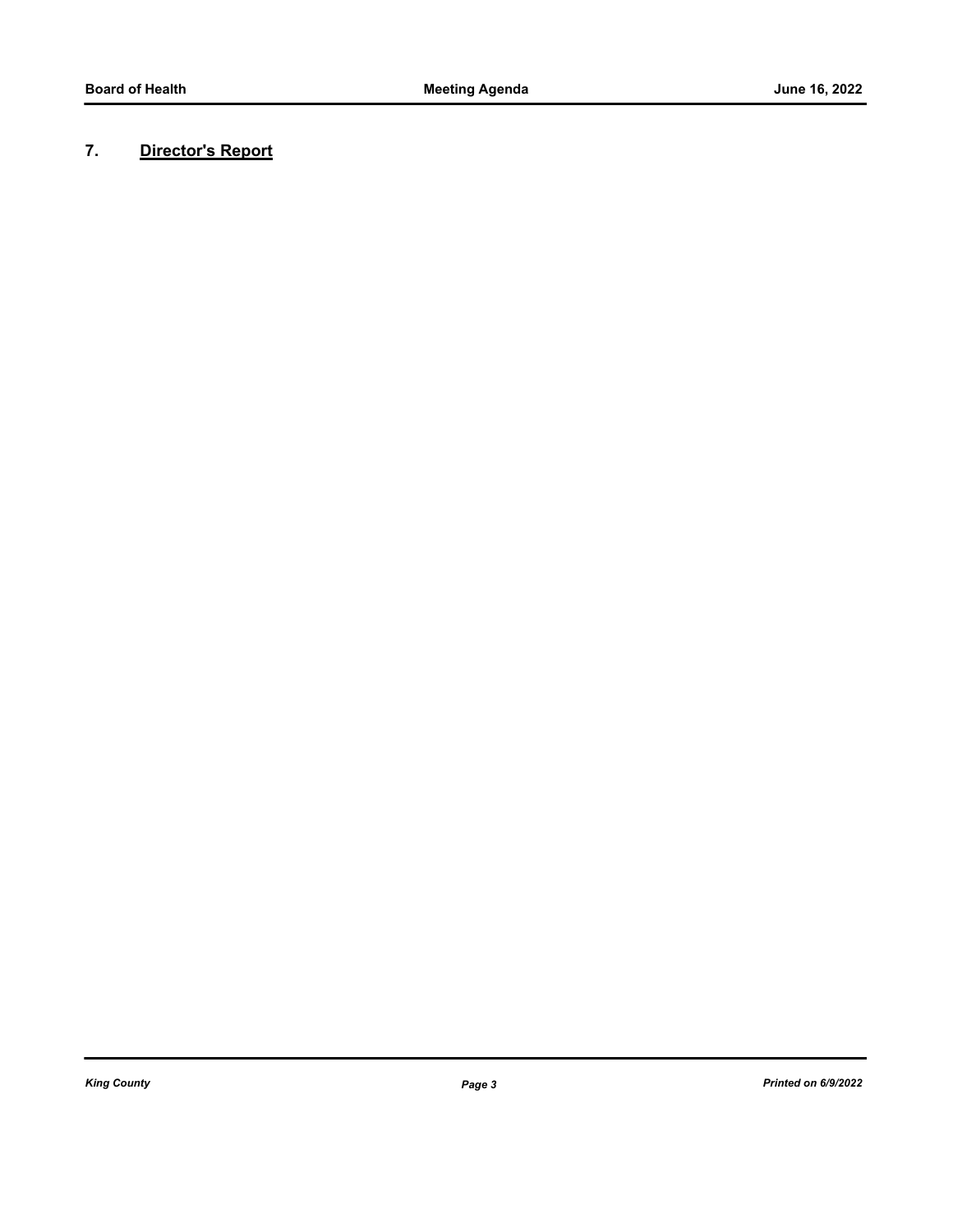## 7. **Director's Report**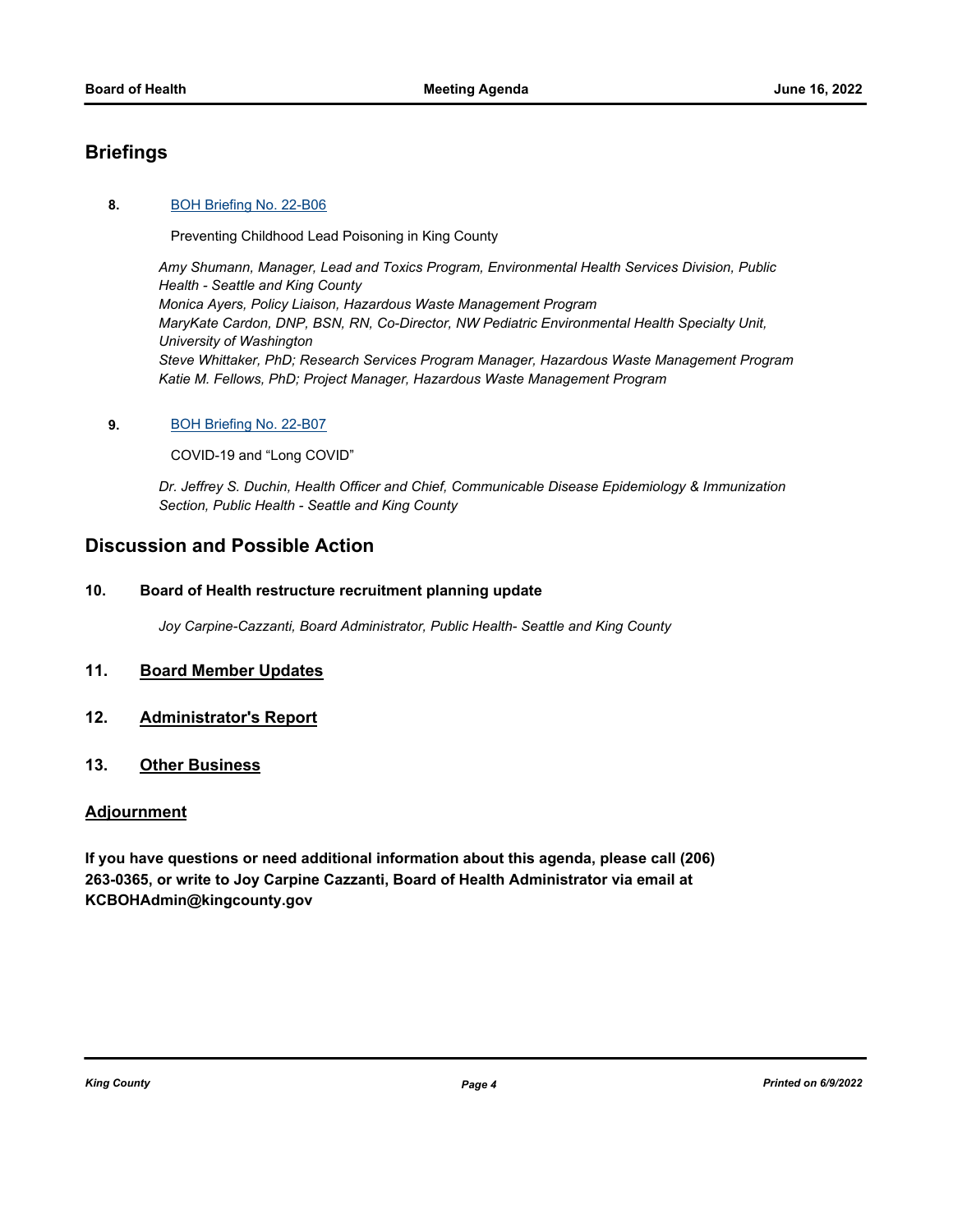## Briefings

**8.** BOH Briefing No. 22-B06

Preventing Childhood Lead Poisoning in King County

*Amy Shumann, Manager, Lead and Toxics Program, Environmental Health Services Division, Public Health - Seattle and King County*
*Monica Ayers, Policy Liaison, Hazardous Waste Management Program*
*MaryKate Cardon, DNP, BSN, RN, Co-Director, NW Pediatric Environmental Health Specialty Unit, University of Washington*
*Steve Whittaker, PhD; Research Services Program Manager, Hazardous Waste Management Program*
*Katie M. Fellows, PhD; Project Manager, Hazardous Waste Management Program*

**9.** BOH Briefing No. 22-B07

COVID-19 and "Long COVID"

*Dr. Jeffrey S. Duchin, Health Officer and Chief, Communicable Disease Epidemiology & Immunization Section, Public Health - Seattle and King County*

## Discussion and Possible Action

**10. Board of Health restructure recruitment planning update**

*Joy Carpine-Cazzanti, Board Administrator, Public Health- Seattle and King County*

**11. Board Member Updates**

**12. Administrator's Report**

**13. Other Business**

**Adjournment**

**If you have questions or need additional information about this agenda, please call (206) 263-0365, or write to Joy Carpine Cazzanti, Board of Health Administrator via email at KCBOHAdmin@kingcounty.gov**